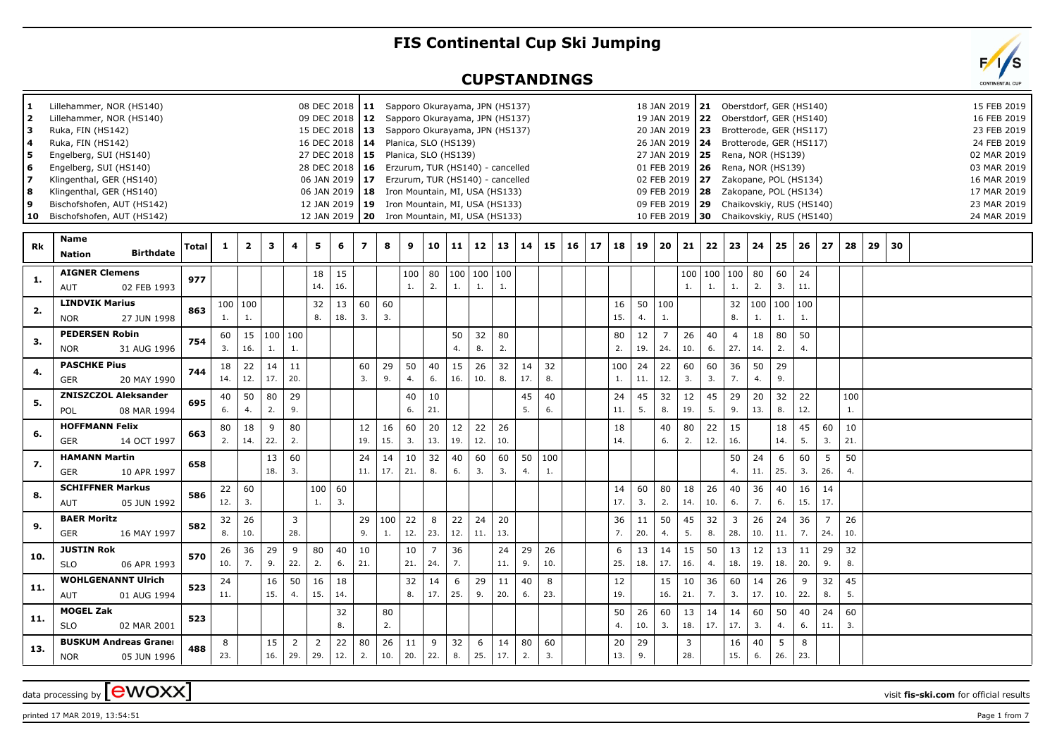# FIS Continental Cup Ski Jumping

## CUPSTANDINGS

| | | | | | |
|---|---|---|---|---|---|
| 1 Lillehammer, NOR (HS140) 08 DEC 2018 | 11 Sapporo Okurayama, JPN (HS137) 18 JAN 2019 | 21 Oberstdorf, GER (HS140) 15 FEB 2019 |
| 2 Lillehammer, NOR (HS140) 09 DEC 2018 | 12 Sapporo Okurayama, JPN (HS137) 19 JAN 2019 | 22 Oberstdorf, GER (HS140) 16 FEB 2019 |
| 3 Ruka, FIN (HS142) 15 DEC 2018 | 13 Sapporo Okurayama, JPN (HS137) 20 JAN 2019 | 23 Brotterode, GER (HS117) 23 FEB 2019 |
| 4 Ruka, FIN (HS142) 16 DEC 2018 | 14 Planica, SLO (HS139) 26 JAN 2019 | 24 Brotterode, GER (HS117) 24 FEB 2019 |
| 5 Engelberg, SUI (HS140) 27 DEC 2018 | 15 Planica, SLO (HS139) 27 JAN 2019 | 25 Rena, NOR (HS139) 02 MAR 2019 |
| 6 Engelberg, SUI (HS140) 28 DEC 2018 | 16 Erzurum, TUR (HS140) - cancelled 01 FEB 2019 | 26 Rena, NOR (HS139) 03 MAR 2019 |
| 7 Klingenthal, GER (HS140) 06 JAN 2019 | 17 Erzurum, TUR (HS140) - cancelled 02 FEB 2019 | 27 Zakopane, POL (HS134) 16 MAR 2019 |
| 8 Klingenthal, GER (HS140) 06 JAN 2019 | 18 Iron Mountain, MI, USA (HS133) 09 FEB 2019 | 28 Zakopane, POL (HS134) 17 MAR 2019 |
| 9 Bischofshofen, AUT (HS142) 12 JAN 2019 | 19 Iron Mountain, MI, USA (HS133) 09 FEB 2019 | 29 Chaikovskiy, RUS (HS140) 23 MAR 2019 |
| 10 Bischofshofen, AUT (HS142) 12 JAN 2019 | 20 Iron Mountain, MI, USA (HS133) 10 FEB 2019 | 30 Chaikovskiy, RUS (HS140) 24 MAR 2019 |

| Rk | Name / Nation / Birthdate | Total | 1 | 2 | 3 | 4 | 5 | 6 | 7 | 8 | 9 | 10 | 11 | 12 | 13 | 14 | 15 | 16 | 17 | 18 | 19 | 20 | 21 | 22 | 23 | 24 | 25 | 26 | 27 | 28 | 29 | 30 |
|---|---|---|---|---|---|---|---|---|---|---|---|---|---|---|---|---|---|---|---|---|---|---|---|---|---|---|---|---|---|---|---|---|
| 1. | **AIGNER Clemens** AUT 02 FEB 1993 | 977 | | | | | 18 14. | 15 16. | | | 100 1. | 80 2. | 100 1. | 100 1. | 100 1. | | | | | | | | 100 1. | 100 1. | 100 1. | 80 2. | 60 3. | 24 11. | | | | |
| 2. | **LINDVIK Marius** NOR 27 JUN 1998 | 863 | 100 1. | 100 1. | | | 32 8. | 13 18. | 60 3. | 60 3. | | | | | | | | | | 16 15. | 50 4. | 100 1. | | | 32 8. | 100 1. | 100 1. | 100 1. | | | | |
| 3. | **PEDERSEN Robin** NOR 31 AUG 1996 | 754 | 60 3. | 15 16. | 100 1. | 100 1. | | | | | | | 50 4. | 32 8. | 80 2. | | | | | 80 2. | 12 19. | 7 24. | 26 10. | 40 6. | 4 27. | 18 14. | 80 2. | 50 4. | | | | |
| 4. | **PASCHKE Pius** GER 20 MAY 1990 | 744 | 18 14. | 22 12. | 14 17. | 11 20. | | | 60 3. | 29 9. | 50 4. | 40 6. | 15 16. | 26 10. | 32 8. | 14 17. | 32 8. | | | 100 1. | 24 11. | 22 12. | 60 3. | 60 3. | 36 7. | 50 4. | 29 9. | | | | | |
| 5. | **ZNISZCZOL Aleksander** POL 08 MAR 1994 | 695 | 40 6. | 50 4. | 80 2. | 29 9. | | | | | 40 6. | 10 21. | | | | 45 5. | 40 6. | | | 24 11. | 45 5. | 32 8. | 12 19. | 45 5. | 29 9. | 20 13. | 32 8. | 22 12. | | 100 1. | | |
| 6. | **HOFFMANN Felix** GER 14 OCT 1997 | 663 | 80 2. | 18 14. | 9 22. | 80 2. | | | 12 19. | 16 15. | 60 3. | 20 13. | 12 19. | 22 12. | 26 10. | | | | | 18 14. | | 40 6. | 80 2. | 22 12. | 15 16. | | 18 14. | 45 5. | 60 3. | 10 21. | | |
| 7. | **HAMANN Martin** GER 10 APR 1997 | 658 | | | 13 18. | 60 3. | | | 24 11. | 14 17. | 10 21. | 32 8. | 40 6. | 60 3. | 60 3. | 50 4. | 100 1. | | | | | | | | 50 4. | 24 11. | 6 25. | 60 3. | 5 26. | 50 4. | | |
| 8. | **SCHIFFNER Markus** AUT 05 JUN 1992 | 586 | 22 12. | 60 3. | | | 100 1. | 60 3. | | | | | | | | | | | | 14 17. | 60 3. | 80 2. | 18 14. | 26 10. | 40 6. | 36 7. | 40 6. | 16 15. | 14 17. | | | |
| 9. | **BAER Moritz** GER 16 MAY 1997 | 582 | 32 8. | 26 10. | | 3 28. | | | 29 9. | 100 1. | 22 12. | 8 23. | 22 12. | 24 11. | 20 13. | | | | | 36 7. | 11 20. | 50 4. | 45 5. | 32 8. | 3 28. | 26 10. | 24 11. | 36 7. | 7 24. | 26 10. | | |
| 10. | **JUSTIN Rok** SLO 06 APR 1993 | 570 | 26 10. | 36 7. | 29 9. | 9 22. | 80 2. | 40 6. | 10 21. | | 10 21. | 7 24. | 36 7. | | 24 11. | 29 9. | 26 10. | | | 6 25. | 13 18. | 14 17. | 15 16. | 50 4. | 13 18. | 12 19. | 13 18. | 11 20. | 29 9. | 32 8. | | |
| 11. | **WOHLGENANNT Ulrich** AUT 01 AUG 1994 | 523 | 24 11. | | 16 15. | 50 4. | 16 15. | 18 14. | | | 32 8. | 14 17. | 6 25. | 29 9. | 11 20. | 40 6. | 8 23. | | | 12 19. | | 15 16. | 10 21. | 36 7. | 60 3. | 14 17. | 26 10. | 9 22. | 32 8. | 45 5. | | |
| 11. | **MOGEL Zak** SLO 02 MAR 2001 | 523 | | | | | | 32 8. | | 80 2. | | | | | | | | | | 50 4. | 26 10. | 60 3. | 13 18. | 14 17. | 14 17. | 60 3. | 50 4. | 40 6. | 24 11. | 60 3. | | |
| 13. | **BUSKUM Andreas Granei** NOR 05 JUN 1996 | 488 | 8 23. | | 15 16. | 2 29. | 2 29. | 22 12. | 80 2. | 26 10. | 11 20. | 9 22. | 32 8. | 6 25. | 14 17. | 80 2. | 60 3. | | | 20 13. | 29 9. | | 3 28. | | 16 15. | 40 6. | 5 26. | 8 23. | | | | |

data processing by ewoxx — visit **fis-ski.com** for official results

printed 17 MAR 2019, 13:54:51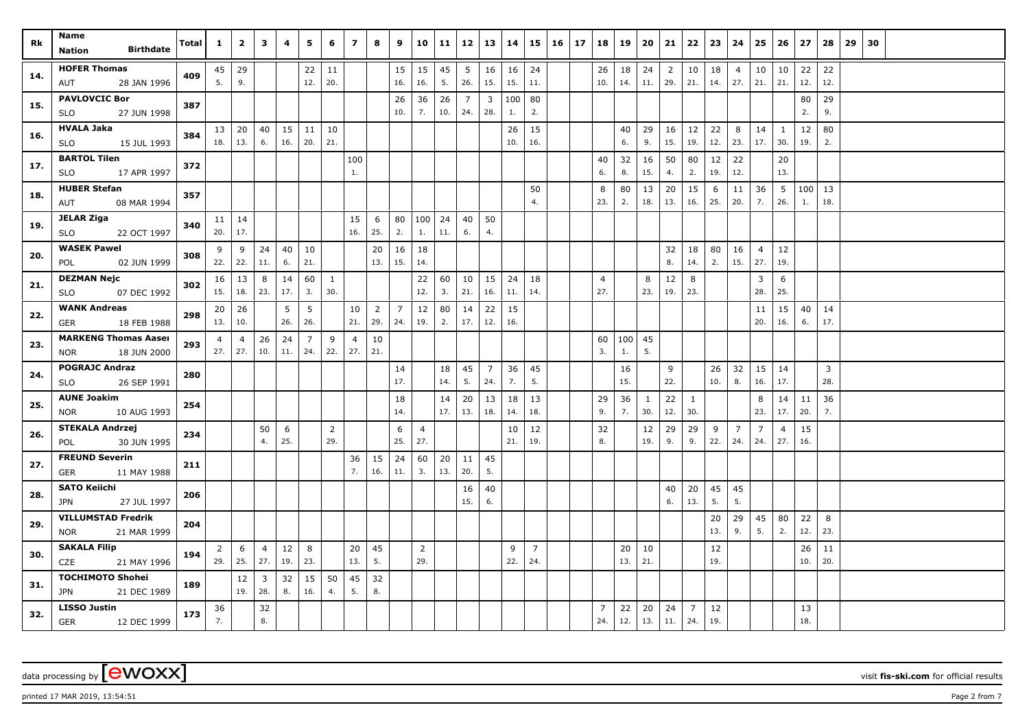| Rk | Name Nation Birthdate | Total | 1 | 2 | 3 | 4 | 5 | 6 | 7 | 8 | 9 | 10 | 11 | 12 | 13 | 14 | 15 | 16 | 17 | 18 | 19 | 20 | 21 | 22 | 23 | 24 | 25 | 26 | 27 | 28 | 29 | 30 |
|---|---|---|---|---|---|---|---|---|---|---|---|---|---|---|---|---|---|---|---|---|---|---|---|---|---|---|---|---|---|---|---|---|
| 14. | HOFER Thomas AUT 28 JAN 1996 | 409 | 45 5. | 29 9. | | | 22 12. | 11 20. | | | 15 16. | 15 16. | 45 5. | 5 26. | 16 15. | 16 15. | 24 11. | | | 26 10. | 18 14. | 24 11. | 2 29. | 10 21. | 18 14. | 4 27. | 10 21. | 10 21. | 22 12. | 22 12. | | |
| 15. | PAVLOVCIC Bor SLO 27 JUN 1998 | 387 | | | | | | | | | 26 10. | 36 7. | 26 10. | 7 24. | 3 28. | 100 1. | 80 2. | | | | | | | | | | | | 80 2. | 29 9. | | |
| 16. | HVALA Jaka SLO 15 JUL 1993 | 384 | 13 18. | 20 13. | 40 6. | 15 16. | 11 20. | 10 21. | | | | | | | | 26 10. | 15 16. | | | | 40 6. | 29 9. | 16 15. | 12 19. | 22 12. | 8 23. | 14 17. | 1 30. | 12 19. | 80 2. | | |
| 17. | BARTOL Tilen SLO 17 APR 1997 | 372 | | | | | | | 100 1. | | | | | | | | | | | 40 6. | 32 8. | 16 15. | 50 4. | 80 2. | 12 19. | 22 12. | | 20 13. | | | | |
| 18. | HUBER Stefan AUT 08 MAR 1994 | 357 | | | | | | | | | | | | | | | 50 4. | | | 8 23. | 80 2. | 13 18. | 20 13. | 15 16. | 6 25. | 11 20. | 36 7. | 5 26. | 100 1. | 13 18. | | |
| 19. | JELAR Ziga SLO 22 OCT 1997 | 340 | 11 20. | 14 17. | | | | | 15 16. | 6 25. | 80 2. | 100 1. | 24 11. | 40 6. | 50 4. | | | | | | | | | | | | | | | | | |
| 20. | WASEK Pawel POL 02 JUN 1999 | 308 | 9 22. | 9 22. | 24 11. | 40 6. | 10 21. | | | 20 13. | 16 15. | 18 14. | | | | | | | | | | | 32 8. | 18 14. | 80 2. | 16 15. | 4 27. | 12 19. | | | | |
| 21. | DEZMAN Nejc SLO 07 DEC 1992 | 302 | 16 15. | 13 18. | 8 23. | 14 17. | 60 3. | 1 30. | | | | 22 12. | 60 3. | 10 21. | 15 16. | 24 11. | 18 14. | | | 4 27. | | 8 23. | 12 19. | 8 23. | | | 3 28. | 6 25. | | | | |
| 22. | WANK Andreas GER 18 FEB 1988 | 298 | 20 13. | 26 10. | | 5 26. | 5 26. | | 10 21. | 2 29. | 7 24. | 12 19. | 80 2. | 14 17. | 22 12. | 15 16. | | | | | | | | | | | 11 20. | 15 16. | 40 6. | 14 17. | | |
| 23. | MARKENG Thomas Aasei NOR 18 JUN 2000 | 293 | 4 27. | 4 27. | 26 10. | 24 11. | 7 24. | 9 22. | 4 27. | 10 21. | | | | | | | | | | 60 3. | 100 1. | 45 5. | | | | | | | | | | |
| 24. | POGRAJC Andraz SLO 26 SEP 1991 | 280 | | | | | | | | | 14 17. | | 18 14. | 45 5. | 7 24. | 36 7. | 45 5. | | | | 16 15. | | 9 22. | | 26 10. | 32 8. | 15 16. | 14 17. | | 3 28. | | |
| 25. | AUNE Joakim NOR 10 AUG 1993 | 254 | | | | | | | | | 18 14. | | 14 17. | 20 13. | 13 18. | 18 14. | 13 18. | | | 29 9. | 36 7. | 1 30. | 22 12. | 1 30. | | | 8 23. | 14 17. | 11 20. | 36 7. | | |
| 26. | STEKALA Andrzej POL 30 JUN 1995 | 234 | | | 50 4. | 6 25. | | 2 29. | | | 6 25. | 4 27. | | | | 10 21. | 12 19. | | | 32 8. | | 12 19. | 29 9. | 29 9. | 9 22. | 7 24. | 7 24. | 4 27. | 15 16. | | | |
| 27. | FREUND Severin GER 11 MAY 1988 | 211 | | | | | | | 36 7. | 15 16. | 24 11. | 60 3. | 20 13. | 11 20. | 45 5. | | | | | | | | | | | | | | | | | |
| 28. | SATO Keiichi JPN 27 JUL 1997 | 206 | | | | | | | | | | | | 16 15. | 40 6. | | | | | | | | 40 6. | 20 13. | 45 5. | 45 5. | | | | | | |
| 29. | VILLUMSTAD Fredrik NOR 21 MAR 1999 | 204 | | | | | | | | | | | | | | | | | | | | | | | 20 13. | 29 9. | 45 5. | 80 2. | 22 12. | 8 23. | | |
| 30. | SAKALA Filip CZE 21 MAY 1996 | 194 | 2 29. | 6 25. | 4 27. | 12 19. | 8 23. | | 20 13. | 45 5. | | 2 29. | | | | 9 22. | 7 24. | | | | 20 13. | 10 21. | | | 12 19. | | | | 26 10. | 11 20. | | |
| 31. | TOCHIMOTO Shohei JPN 21 DEC 1989 | 189 | | 12 19. | 3 28. | 32 8. | 15 16. | 50 4. | 45 5. | 32 8. | | | | | | | | | | | | | | | | | | | | | | |
| 32. | LISSO Justin GER 12 DEC 1999 | 173 | 36 7. | | 32 8. | | | | | | | | | | | | | | | 7 24. | 22 12. | 20 13. | 24 11. | 7 24. | 12 19. | | | | 13 18. | | | |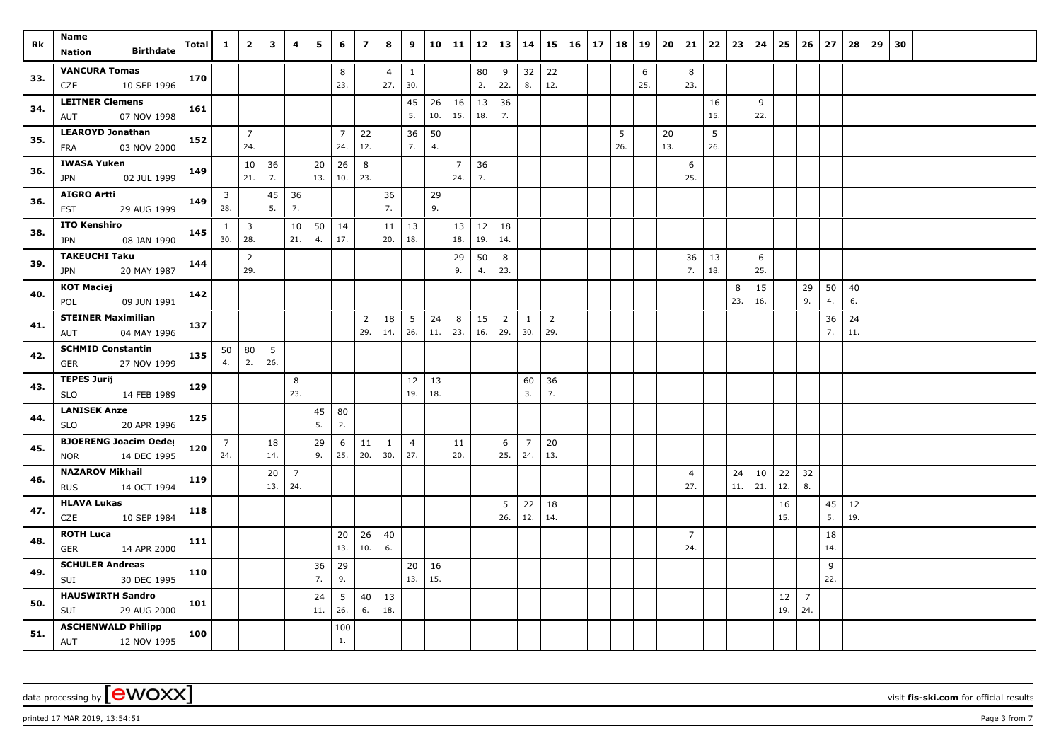| Rk | Name<br>Nation Birthdate | Total | 1 | 2 | 3 | 4 | 5 | 6 | 7 | 8 | 9 | 10 | 11 | 12 | 13 | 14 | 15 | 16 | 17 | 18 | 19 | 20 | 21 | 22 | 23 | 24 | 25 | 26 | 27 | 28 | 29 | 30 |
|---|---|---|---|---|---|---|---|---|---|---|---|---|---|---|---|---|---|---|---|---|---|---|---|---|---|---|---|---|---|---|---|---|
| 33. | VANCURA Tomas | 170 | | | | | | 8 | | 4 | 1 | | | 80 | 9 | 32 | 22 | | | | 6 | | 8 | | | | | | | | | |
| | CZE 10 SEP 1996 | | | | | | | 23. | | 27. | 30. | | | 2. | 22. | 8. | 12. | | | | 25. | | 23. | | | | | | | | | |
| 34. | LEITNER Clemens | 161 | | | | | | | | | 45 | 26 | 16 | 13 | 36 | | | | | | | | | 16 | | 9 | | | | | | |
| | AUT 07 NOV 1998 | | | | | | | | | | 5. | 10. | 15. | 18. | 7. | | | | | | | | | 15. | | 22. | | | | | | |
| 35. | LEAROYD Jonathan | 152 | | 7 | | | | 7 | 22 | | 36 | 50 | | | | | | | | 5 | | 20 | | 5 | | | | | | | | |
| | FRA 03 NOV 2000 | | | 24. | | | | 24. | 12. | | 7. | 4. | | | | | | | | 26. | | 13. | | 26. | | | | | | | | |
| 36. | IWASA Yuken | 149 | | 10 | 36 | | 20 | 26 | 8 | | | | 7 | 36 | | | | | | | | | 6 | | | | | | | | | |
| | JPN 02 JUL 1999 | | | 21. | 7. | | 13. | 10. | 23. | | | | 24. | 7. | | | | | | | | | 25. | | | | | | | | | |
| 36. | AIGRO Artti | 149 | 3 | | 45 | 36 | | | | 36 | | 29 | | | | | | | | | | | | | | | | | | | | |
| | EST 29 AUG 1999 | | 28. | | 5. | 7. | | | | 7. | | 9. | | | | | | | | | | | | | | | | | | | | |
| 38. | ITO Kenshiro | 145 | 1 | 3 | | 10 | 50 | 14 | | 11 | 13 | | 13 | 12 | 18 | | | | | | | | | | | | | | | | | |
| | JPN 08 JAN 1990 | | 30. | 28. | | 21. | 4. | 17. | | 20. | 18. | | 18. | 19. | 14. | | | | | | | | | | | | | | | | | |
| 39. | TAKEUCHI Taku | 144 | | 2 | | | | | | | | | 29 | 50 | 8 | | | | | | | | 36 | 13 | | 6 | | | | | | |
| | JPN 20 MAY 1987 | | | 29. | | | | | | | | | 9. | 4. | 23. | | | | | | | | 7. | 18. | | 25. | | | | | | |
| 40. | KOT Maciej | 142 | | | | | | | | | | | | | | | | | | | | | | | 8 | 15 | | 29 | 50 | 40 | | |
| | POL 09 JUN 1991 | | | | | | | | | | | | | | | | | | | | | | | | 23. | 16. | | 9. | 4. | 6. | | |
| 41. | STEINER Maximilian | 137 | | | | | | | 2 | 18 | 5 | 24 | 8 | 15 | 2 | 1 | 2 | | | | | | | | | | | | 36 | 24 | | |
| | AUT 04 MAY 1996 | | | | | | | | 29. | 14. | 26. | 11. | 23. | 16. | 29. | 30. | 29. | | | | | | | | | | | | 7. | 11. | | |
| 42. | SCHMID Constantin | 135 | 50 | 80 | 5 | | | | | | | | | | | | | | | | | | | | | | | | | | | |
| | GER 27 NOV 1999 | | 4. | 2. | 26. | | | | | | | | | | | | | | | | | | | | | | | | | | | |
| 43. | TEPES Jurij | 129 | | | | 8 | | | | | 12 | 13 | | | | 60 | 36 | | | | | | | | | | | | | | | |
| | SLO 14 FEB 1989 | | | | | 23. | | | | | 19. | 18. | | | | 3. | 7. | | | | | | | | | | | | | | | |
| 44. | LANISEK Anze | 125 | | | | | 45 | 80 | | | | | | | | | | | | | | | | | | | | | | | | |
| | SLO 20 APR 1996 | | | | | | 5. | 2. | | | | | | | | | | | | | | | | | | | | | | | | |
| 45. | BJOERENG Joacim Oeder | 120 | 7 | | 18 | | 29 | 6 | 11 | 1 | 4 | | 11 | | 6 | 7 | 20 | | | | | | | | | | | | | | | |
| | NOR 14 DEC 1995 | | 24. | | 14. | | 9. | 25. | 20. | 30. | 27. | | 20. | | 25. | 24. | 13. | | | | | | | | | | | | | | | |
| 46. | NAZAROV Mikhail | 119 | | | 20 | 7 | | | | | | | | | | | | | | | | | 4 | | 24 | 10 | 22 | 32 | | | | |
| | RUS 14 OCT 1994 | | | | 13. | 24. | | | | | | | | | | | | | | | | | 27. | | 11. | 21. | 12. | 8. | | | | |
| 47. | HLAVA Lukas | 118 | | | | | | | | | | | | | 5 | 22 | 18 | | | | | | | | | | 16 | | 45 | 12 | | |
| | CZE 10 SEP 1984 | | | | | | | | | | | | | | 26. | 12. | 14. | | | | | | | | | | 15. | | 5. | 19. | | |
| 48. | ROTH Luca | 111 | | | | | | 20 | 26 | 40 | | | | | | | | | | | | | 7 | | | | | | 18 | | | |
| | GER 14 APR 2000 | | | | | | | 13. | 10. | 6. | | | | | | | | | | | | | 24. | | | | | | 14. | | | |
| 49. | SCHULER Andreas | 110 | | | | | 36 | 29 | | | 20 | 16 | | | | | | | | | | | | | | | | | 9 | | | |
| | SUI 30 DEC 1995 | | | | | | 7. | 9. | | | 13. | 15. | | | | | | | | | | | | | | | | | 22. | | | |
| 50. | HAUSWIRTH Sandro | 101 | | | | | 24 | 5 | 40 | 13 | | | | | | | | | | | | | | | | | 12 | 7 | | | | |
| | SUI 29 AUG 2000 | | | | | | 11. | 26. | 6. | 18. | | | | | | | | | | | | | | | | | 19. | 24. | | | | |
| 51. | ASCHENWALD Philipp | 100 | | | | | | 100 | | | | | | | | | | | | | | | | | | | | | | | | |
| | AUT 12 NOV 1995 | | | | | | | 1. | | | | | | | | | | | | | | | | | | | | | | | | |

data processing by [ewoxx] — visit fis-ski.com for official results

printed 17 MAR 2019, 13:54:51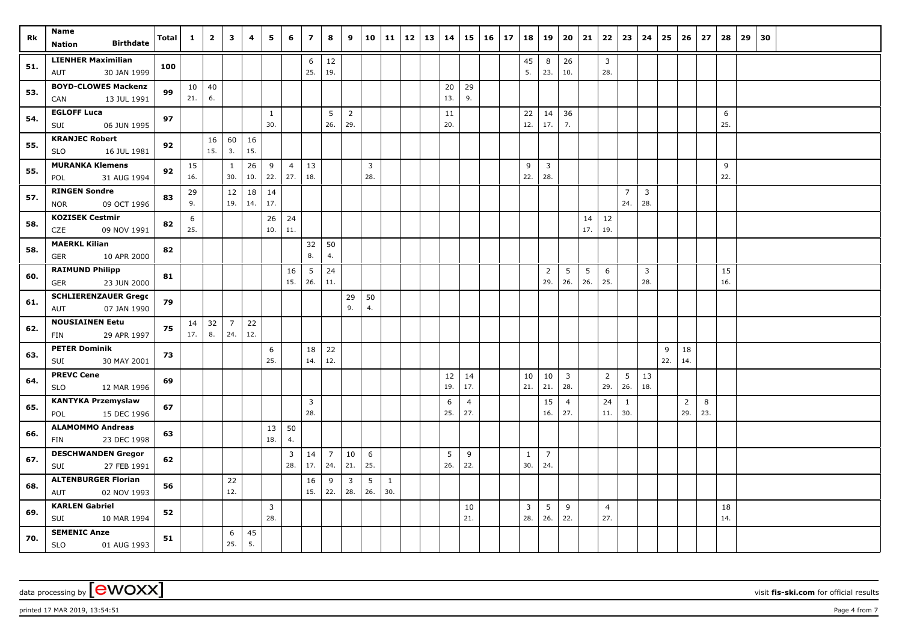| Rk | Name<br>Nation Birthdate | Total | 1 | 2 | 3 | 4 | 5 | 6 | 7 | 8 | 9 | 10 | 11 | 12 | 13 | 14 | 15 | 16 | 17 | 18 | 19 | 20 | 21 | 22 | 23 | 24 | 25 | 26 | 27 | 28 | 29 | 30 |
|---|---|---|---|---|---|---|---|---|---|---|---|---|---|---|---|---|---|---|---|---|---|---|---|---|---|---|---|---|---|---|---|---|
| 51. | **LIENHER Maximilian**<br>AUT 30 JAN 1999 | 100 | | | | | | | 6<br>25. | 12<br>19. | | | | | | | | | | 45<br>5. | 8<br>23. | 26<br>10. | | 3<br>28. | | | | | | | | |
| 53. | **BOYD-CLOWES Mackenz**<br>CAN 13 JUL 1991 | 99 | 10<br>21. | 40<br>6. | | | | | | | | | | | | 20<br>13. | 29<br>9. | | | | | | | | | | | | | | | |
| 54. | **EGLOFF Luca**<br>SUI 06 JUN 1995 | 97 | | | | | 1<br>30. | | | 5<br>26. | 2<br>29. | | | | | 11<br>20. | | | | 22<br>12. | 14<br>17. | 36<br>7. | | | | | | | | 6<br>25. | | |
| 55. | **KRANJEC Robert**<br>SLO 16 JUL 1981 | 92 | | 16<br>15. | 60<br>3. | 16<br>15. | | | | | | | | | | | | | | | | | | | | | | | | | | |
| 55. | **MURANKA Klemens**<br>POL 31 AUG 1994 | 92 | 15<br>16. | | 1<br>30. | 26<br>10. | 9<br>22. | 4<br>27. | 13<br>18. | | | 3<br>28. | | | | | | | | 9<br>22. | 3<br>28. | | | | | | | | | 9<br>22. | | |
| 57. | **RINGEN Sondre**<br>NOR 09 OCT 1996 | 83 | 29<br>9. | | 12<br>19. | 18<br>14. | 14<br>17. | | | | | | | | | | | | | | | | | | 7<br>24. | 3<br>28. | | | | | | |
| 58. | **KOZISEK Cestmir**<br>CZE 09 NOV 1991 | 82 | 6<br>25. | | | | 26<br>10. | 24<br>11. | | | | | | | | | | | | | | | 14<br>17. | 12<br>19. | | | | | | | | |
| 58. | **MAERKL Kilian**<br>GER 10 APR 2000 | 82 | | | | | | | 32<br>8. | 50<br>4. | | | | | | | | | | | | | | | | | | | | | | |
| 60. | **RAIMUND Philipp**<br>GER 23 JUN 2000 | 81 | | | | | | 16<br>15. | 5<br>26. | 24<br>11. | | | | | | | | | | | 2<br>29. | 5<br>26. | 5<br>26. | 6<br>25. | | 3<br>28. | | | | 15<br>16. | | |
| 61. | **SCHLIERENZAUER Gregc**<br>AUT 07 JAN 1990 | 79 | | | | | | | | | 29<br>9. | 50<br>4. | | | | | | | | | | | | | | | | | | | | |
| 62. | **NOUSIAINEN Eetu**<br>FIN 29 APR 1997 | 75 | 14<br>17. | 32<br>8. | 7<br>24. | 22<br>12. | | | | | | | | | | | | | | | | | | | | | | | | | | |
| 63. | **PETER Dominik**<br>SUI 30 MAY 2001 | 73 | | | | | 6<br>25. | | 18<br>14. | 22<br>12. | | | | | | | | | | | | | | | | | 9<br>22. | 18<br>14. | | | | |
| 64. | **PREVC Cene**<br>SLO 12 MAR 1996 | 69 | | | | | | | | | | | | | | 12<br>19. | 14<br>17. | | | 10<br>21. | 10<br>21. | 3<br>28. | | 2<br>29. | 5<br>26. | 13<br>18. | | | | | | |
| 65. | **KANTYKA Przemyslaw**<br>POL 15 DEC 1996 | 67 | | | | | | | 3<br>28. | | | | | | | 6<br>25. | 4<br>27. | | | | 15<br>16. | 4<br>27. | | 24<br>11. | 1<br>30. | | | 2<br>29. | 8<br>23. | | | |
| 66. | **ALAMOMMO Andreas**<br>FIN 23 DEC 1998 | 63 | | | | | 13<br>18. | 50<br>4. | | | | | | | | | | | | | | | | | | | | | | | | |
| 67. | **DESCHWANDEN Gregor**<br>SUI 27 FEB 1991 | 62 | | | | | | 3<br>28. | 14<br>17. | 7<br>24. | 10<br>21. | 6<br>25. | | | | 5<br>26. | 9<br>22. | | | 1<br>30. | 7<br>24. | | | | | | | | | | | |
| 68. | **ALTENBURGER Florian**<br>AUT 02 NOV 1993 | 56 | | | 22<br>12. | | | | 16<br>15. | 9<br>22. | 3<br>28. | 5<br>26. | 1<br>30. | | | | | | | | | | | | | | | | | | | |
| 69. | **KARLEN Gabriel**<br>SUI 10 MAR 1994 | 52 | | | | | 3<br>28. | | | | | | | | | | 10<br>21. | | | 3<br>28. | 5<br>26. | 9<br>22. | | 4<br>27. | | | | | | 18<br>14. | | |
| 70. | **SEMENIC Anze**<br>SLO 01 AUG 1993 | 51 | | | 6<br>25. | 45<br>5. | | | | | | | | | | | | | | | | | | | | | | | | | | |

data processing by [ewoxx] visit **fis-ski.com** for official results

printed 17 MAR 2019, 13:54:51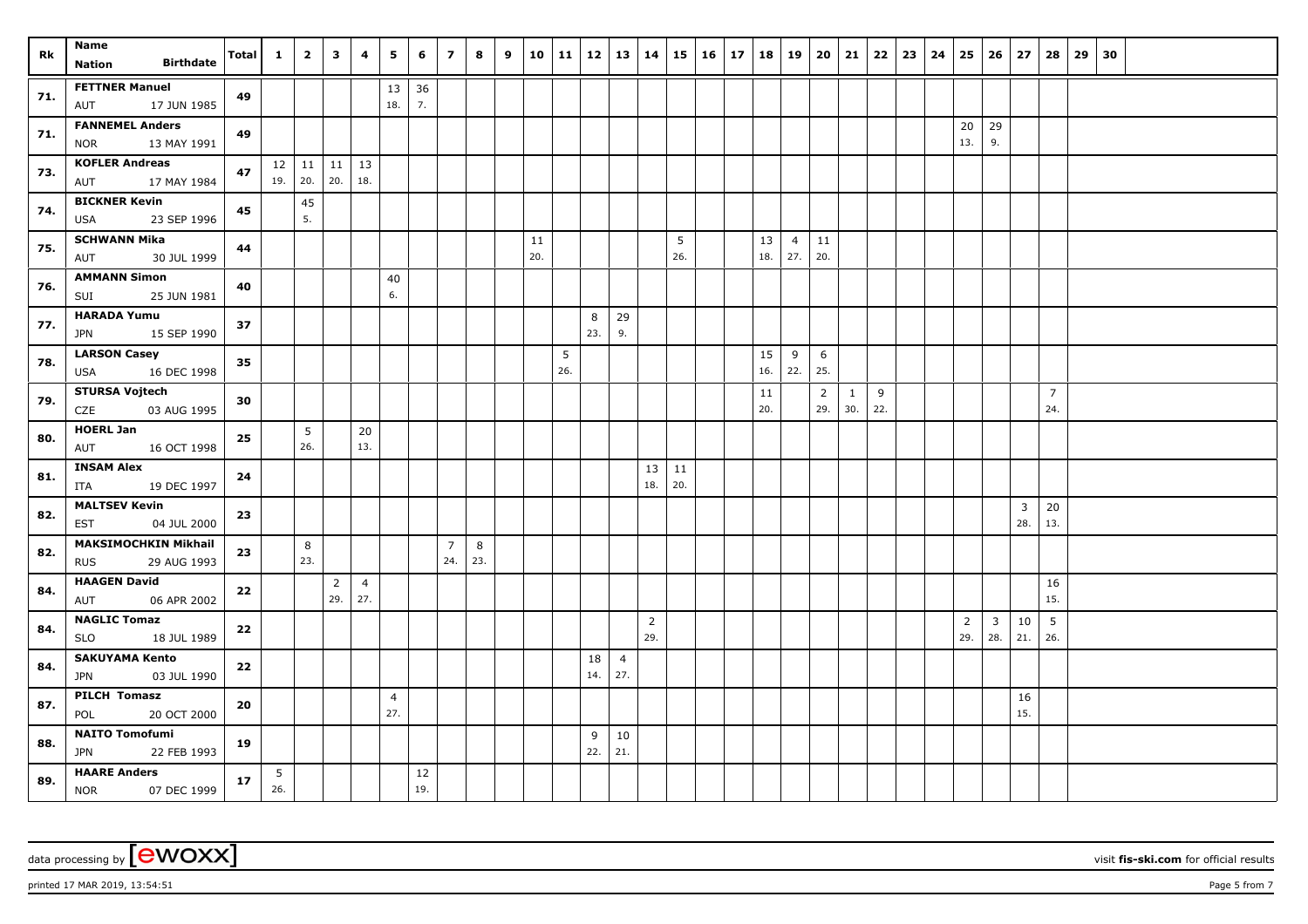| Rk | Name<br>Nation Birthdate | Total | 1 | 2 | 3 | 4 | 5 | 6 | 7 | 8 | 9 | 10 | 11 | 12 | 13 | 14 | 15 | 16 | 17 | 18 | 19 | 20 | 21 | 22 | 23 | 24 | 25 | 26 | 27 | 28 | 29 | 30 |
|---|---|---|---|---|---|---|---|---|---|---|---|---|---|---|---|---|---|---|---|---|---|---|---|---|---|---|---|---|---|---|---|---|
| 71. | FETTNER Manuel<br>AUT 17 JUN 1985 | 49 | | | | | 13<br>18. | 36<br>7. | | | | | | | | | | | | | | | | | | | | | | | | |
| 71. | FANNEMEL Anders<br>NOR 13 MAY 1991 | 49 | | | | | | | | | | | | | | | | | | | | | | | | | 20<br>13. | 29<br>9. | | | | |
| 73. | KOFLER Andreas<br>AUT 17 MAY 1984 | 47 | 12<br>19. | 11<br>20. | 11<br>20. | 13<br>18. | | | | | | | | | | | | | | | | | | | | | | | | | | |
| 74. | BICKNER Kevin<br>USA 23 SEP 1996 | 45 | | 45<br>5. | | | | | | | | | | | | | | | | | | | | | | | | | | | | |
| 75. | SCHWANN Mika<br>AUT 30 JUL 1999 | 44 | | | | | | | | | | 11<br>20. | | | | | 5<br>26. | | | 13<br>18. | 4<br>27. | 11<br>20. | | | | | | | | | | |
| 76. | AMMANN Simon<br>SUI 25 JUN 1981 | 40 | | | | | 40<br>6. | | | | | | | | | | | | | | | | | | | | | | | | | |
| 77. | HARADA Yumu<br>JPN 15 SEP 1990 | 37 | | | | | | | | | | | | 8<br>23. | 29<br>9. | | | | | | | | | | | | | | | | | |
| 78. | LARSON Casey<br>USA 16 DEC 1998 | 35 | | | | | | | | | | | 5<br>26. | | | | | | | 15<br>16. | 9<br>22. | 6<br>25. | | | | | | | | | | |
| 79. | STURSA Vojtech<br>CZE 03 AUG 1995 | 30 | | | | | | | | | | | | | | | | | | 11<br>20. | | 2<br>29. | 1<br>30. | 9<br>22. | | | | | | 7<br>24. | | |
| 80. | HOERL Jan<br>AUT 16 OCT 1998 | 25 | | 5<br>26. | | 20<br>13. | | | | | | | | | | | | | | | | | | | | | | | | | | |
| 81. | INSAM Alex<br>ITA 19 DEC 1997 | 24 | | | | | | | | | | | | | | 13<br>18. | 11<br>20. | | | | | | | | | | | | | | | |
| 82. | MALTSEV Kevin<br>EST 04 JUL 2000 | 23 | | | | | | | | | | | | | | | | | | | | | | | | | | | 3<br>28. | 20<br>13. | | |
| 82. | MAKSIMOCHKIN Mikhail<br>RUS 29 AUG 1993 | 23 | | 8<br>23. | | | | | 7<br>24. | 8<br>23. | | | | | | | | | | | | | | | | | | | | | | |
| 84. | HAAGEN David<br>AUT 06 APR 2002 | 22 | | | 2<br>29. | 4<br>27. | | | | | | | | | | | | | | | | | | | | | | | | 16<br>15. | | |
| 84. | NAGLIC Tomaz<br>SLO 18 JUL 1989 | 22 | | | | | | | | | | | | | | 2<br>29. | | | | | | | | | | | 2<br>29. | 3<br>28. | 10<br>21. | 5<br>26. | | |
| 84. | SAKUYAMA Kento<br>JPN 03 JUL 1990 | 22 | | | | | | | | | | | | 18<br>14. | 4<br>27. | | | | | | | | | | | | | | | | | |
| 87. | PILCH Tomasz<br>POL 20 OCT 2000 | 20 | | | | | 4<br>27. | | | | | | | | | | | | | | | | | | | | | | 16<br>15. | | | |
| 88. | NAITO Tomofumi<br>JPN 22 FEB 1993 | 19 | | | | | | | | | | | | 9<br>22. | 10<br>21. | | | | | | | | | | | | | | | | | |
| 89. | HAARE Anders<br>NOR 07 DEC 1999 | 17 | 5<br>26. | | | | | 12<br>19. | | | | | | | | | | | | | | | | | | | | | | | | |

data processing by [ewoxx] visit fis-ski.com for official results

printed 17 MAR 2019, 13:54:51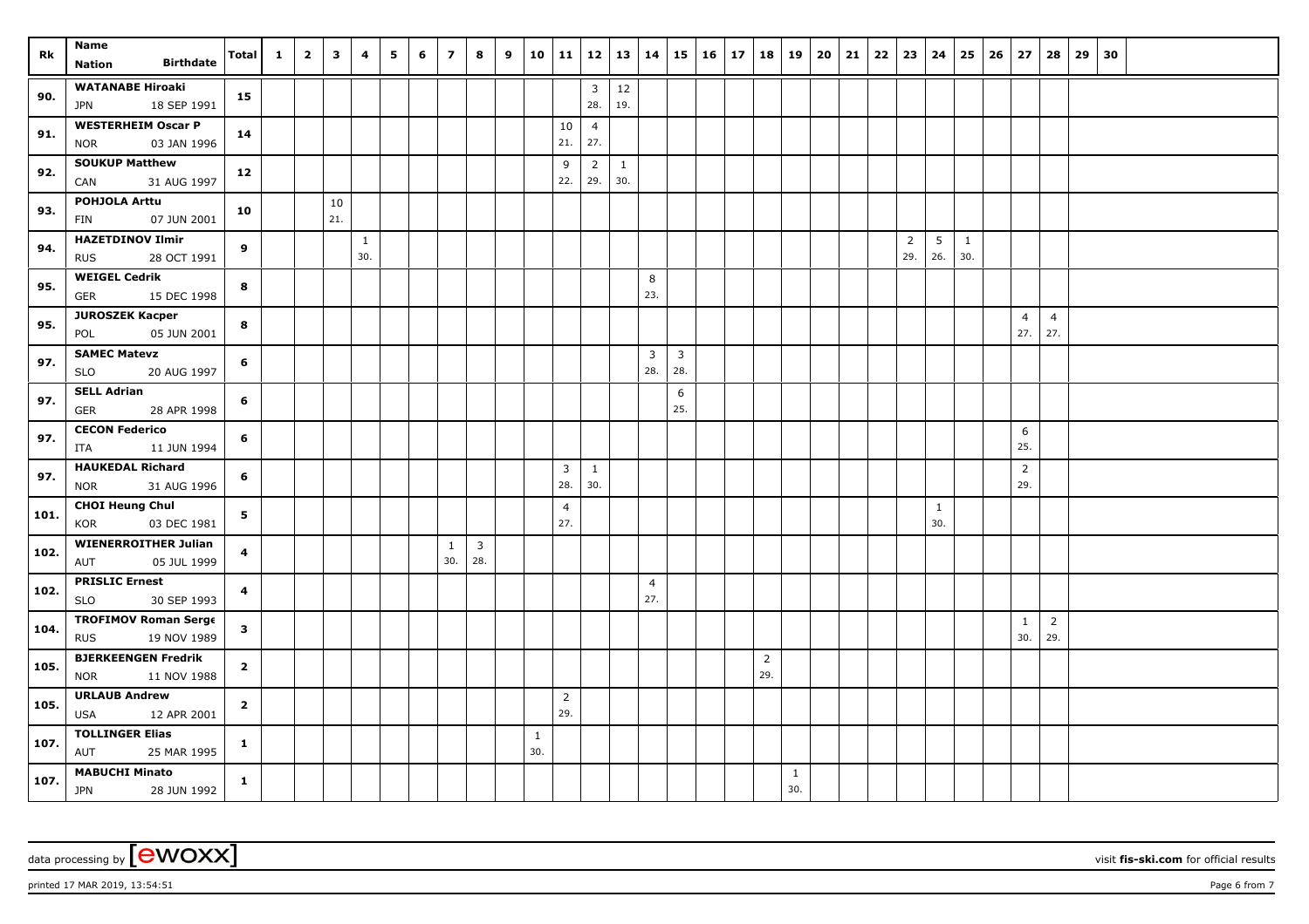| Rk | Name<br>Nation Birthdate | Total | 1 | 2 | 3 | 4 | 5 | 6 | 7 | 8 | 9 | 10 | 11 | 12 | 13 | 14 | 15 | 16 | 17 | 18 | 19 | 20 | 21 | 22 | 23 | 24 | 25 | 26 | 27 | 28 | 29 | 30 |
|---|---|---|---|---|---|---|---|---|---|---|---|---|---|---|---|---|---|---|---|---|---|---|---|---|---|---|---|---|---|---|---|---|
| 90. | **WATANABE Hiroaki**<br>JPN 18 SEP 1991 | **15** | | | | | | | | | | | | 3<br>28. | 12<br>19. | | | | | | | | | | | | | | | | | |
| 91. | **WESTERHEIM Oscar P**<br>NOR 03 JAN 1996 | **14** | | | | | | | | | | | 10<br>21. | 4<br>27. | | | | | | | | | | | | | | | | | | |
| 92. | **SOUKUP Matthew**<br>CAN 31 AUG 1997 | **12** | | | | | | | | | | | 9<br>22. | 2<br>29. | 1<br>30. | | | | | | | | | | | | | | | | | |
| 93. | **POHJOLA Arttu**<br>FIN 07 JUN 2001 | **10** | | | 10<br>21. | | | | | | | | | | | | | | | | | | | | | | | | | | | |
| 94. | **HAZETDINOV Ilmir**<br>RUS 28 OCT 1991 | **9** | | | | 1<br>30. | | | | | | | | | | | | | | | | | | | 2<br>29. | 5<br>26. | 1<br>30. | | | | | |
| 95. | **WEIGEL Cedrik**<br>GER 15 DEC 1998 | **8** | | | | | | | | | | | | | | 8<br>23. | | | | | | | | | | | | | | | | |
| 95. | **JUROSZEK Kacper**<br>POL 05 JUN 2001 | **8** | | | | | | | | | | | | | | | | | | | | | | | | | | | 4<br>27. | 4<br>27. | | |
| 97. | **SAMEC Matevz**<br>SLO 20 AUG 1997 | **6** | | | | | | | | | | | | | | 3<br>28. | 3<br>28. | | | | | | | | | | | | | | | |
| 97. | **SELL Adrian**<br>GER 28 APR 1998 | **6** | | | | | | | | | | | | | | | 6<br>25. | | | | | | | | | | | | | | | |
| 97. | **CECON Federico**<br>ITA 11 JUN 1994 | **6** | | | | | | | | | | | | | | | | | | | | | | | | | | | 6<br>25. | | | |
| 97. | **HAUKEDAL Richard**<br>NOR 31 AUG 1996 | **6** | | | | | | | | | | | 3<br>28. | 1<br>30. | | | | | | | | | | | | | | | 2<br>29. | | | |
| 101. | **CHOI Heung Chul**<br>KOR 03 DEC 1981 | **5** | | | | | | | | | | | 4<br>27. | | | | | | | | | | | | | 1<br>30. | | | | | | |
| 102. | **WIENERROITHER Julian**<br>AUT 05 JUL 1999 | **4** | | | | | | | 1<br>30. | 3<br>28. | | | | | | | | | | | | | | | | | | | | | | |
| 102. | **PRISLIC Ernest**<br>SLO 30 SEP 1993 | **4** | | | | | | | | | | | | | | 4<br>27. | | | | | | | | | | | | | | | | |
| 104. | **TROFIMOV Roman Serge**<br>RUS 19 NOV 1989 | **3** | | | | | | | | | | | | | | | | | | | | | | | | | | | 1<br>30. | 2<br>29. | | |
| 105. | **BJERKEENGEN Fredrik**<br>NOR 11 NOV 1988 | **2** | | | | | | | | | | | | | | | | | | 2<br>29. | | | | | | | | | | | | |
| 105. | **URLAUB Andrew**<br>USA 12 APR 2001 | **2** | | | | | | | | | | | 2<br>29. | | | | | | | | | | | | | | | | | | | |
| 107. | **TOLLINGER Elias**<br>AUT 25 MAR 1995 | **1** | | | | | | | | | | 1<br>30. | | | | | | | | | | | | | | | | | | | | |
| 107. | **MABUCHI Minato**<br>JPN 28 JUN 1992 | **1** | | | | | | | | | | | | | | | | | | | 1<br>30. | | | | | | | | | | | |

data processing by [ewoxx] visit **fis-ski.com** for official results

printed 17 MAR 2019, 13:54:51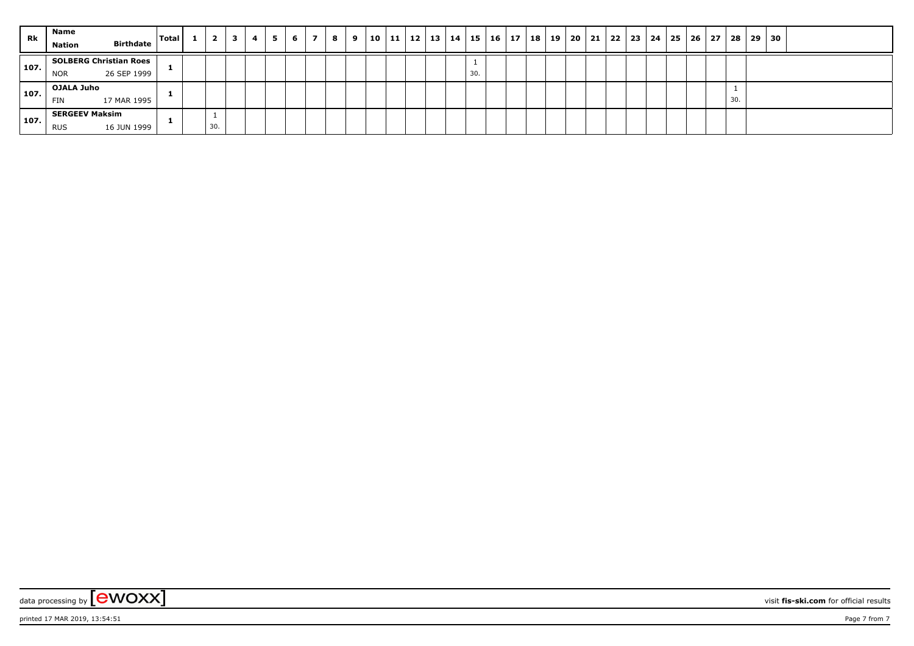| Rk | Name / Nation | Birthdate | Total | 1 | 2 | 3 | 4 | 5 | 6 | 7 | 8 | 9 | 10 | 11 | 12 | 13 | 14 | 15 | 16 | 17 | 18 | 19 | 20 | 21 | 22 | 23 | 24 | 25 | 26 | 27 | 28 | 29 | 30 |
|---|---|---|---|---|---|---|---|---|---|---|---|---|---|---|---|---|---|---|---|---|---|---|---|---|---|---|---|---|---|---|---|---|---|
| 107. | **SOLBERG Christian Roes** NOR | 26 SEP 1999 | 1 | | | | | | | | | | | | | | | 1 30. | | | | | | | | | | | | | | | |
| 107. | **OJALA Juho** FIN | 17 MAR 1995 | 1 | | | | | | | | | | | | | | | | | | | | | | | | | | | | 1 30. | | |
| 107. | **SERGEEV Maksim** RUS | 16 JUN 1999 | 1 | | 1 30. | | | | | | | | | | | | | | | | | | | | | | | | | | | | |